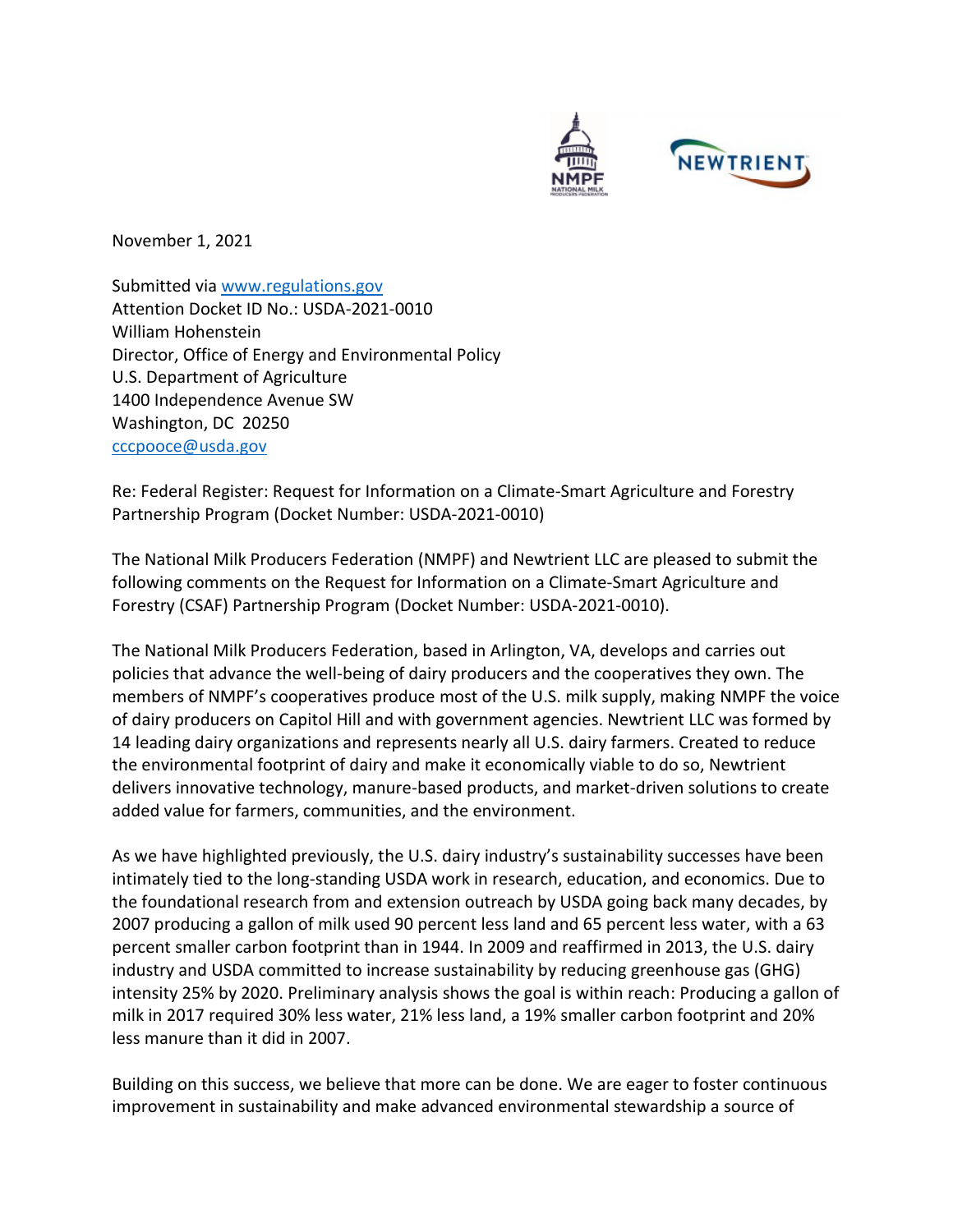November 1, 2021

Submitted via www.regulations.gov
Attention Docket ID No.: USDA-2021-0010
William Hohenstein
Director, Office of Energy and Environmental Policy
U.S. Department of Agriculture
1400 Independence Avenue SW
Washington, DC 20250
cccpooce@usda.gov

Re: Federal Register: Request for Information on a Climate-Smart Agriculture and Forestry Partnership Program (Docket Number: USDA-2021-0010)

The National Milk Producers Federation (NMPF) and Newtrient LLC are pleased to submit the following comments on the Request for Information on a Climate-Smart Agriculture and Forestry (CSAF) Partnership Program (Docket Number: USDA-2021-0010).

The National Milk Producers Federation, based in Arlington, VA, develops and carries out policies that advance the well-being of dairy producers and the cooperatives they own. The members of NMPF's cooperatives produce most of the U.S. milk supply, making NMPF the voice of dairy producers on Capitol Hill and with government agencies. Newtrient LLC was formed by 14 leading dairy organizations and represents nearly all U.S. dairy farmers. Created to reduce the environmental footprint of dairy and make it economically viable to do so, Newtrient delivers innovative technology, manure-based products, and market-driven solutions to create added value for farmers, communities, and the environment.

As we have highlighted previously, the U.S. dairy industry's sustainability successes have been intimately tied to the long-standing USDA work in research, education, and economics. Due to the foundational research from and extension outreach by USDA going back many decades, by 2007 producing a gallon of milk used 90 percent less land and 65 percent less water, with a 63 percent smaller carbon footprint than in 1944. In 2009 and reaffirmed in 2013, the U.S. dairy industry and USDA committed to increase sustainability by reducing greenhouse gas (GHG) intensity 25% by 2020. Preliminary analysis shows the goal is within reach: Producing a gallon of milk in 2017 required 30% less water, 21% less land, a 19% smaller carbon footprint and 20% less manure than it did in 2007.

Building on this success, we believe that more can be done. We are eager to foster continuous improvement in sustainability and make advanced environmental stewardship a source of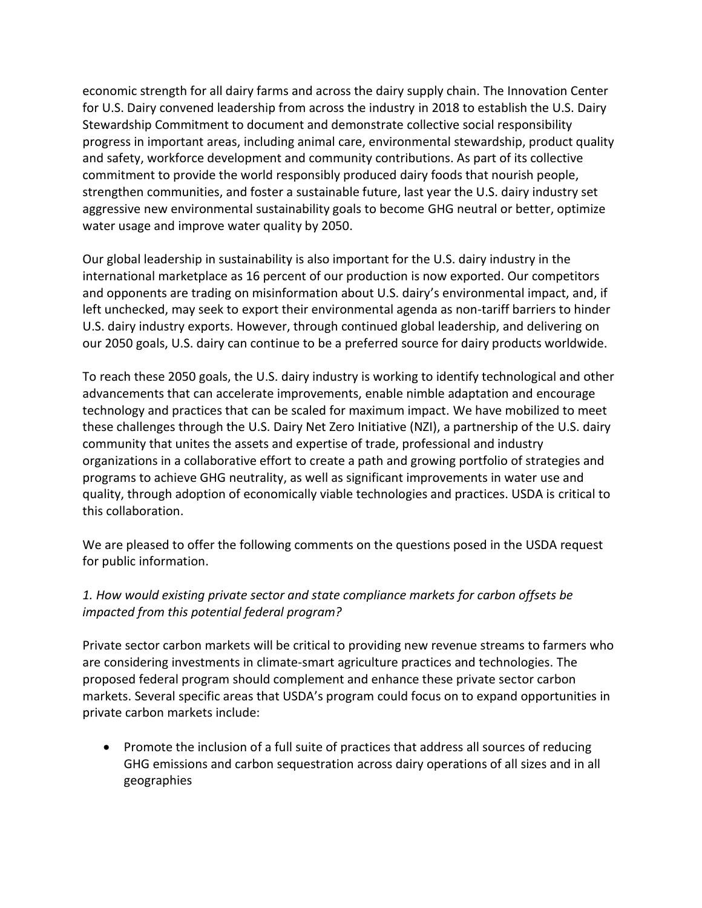economic strength for all dairy farms and across the dairy supply chain. The Innovation Center for U.S. Dairy convened leadership from across the industry in 2018 to establish the U.S. Dairy Stewardship Commitment to document and demonstrate collective social responsibility progress in important areas, including animal care, environmental stewardship, product quality and safety, workforce development and community contributions. As part of its collective commitment to provide the world responsibly produced dairy foods that nourish people, strengthen communities, and foster a sustainable future, last year the U.S. dairy industry set aggressive new environmental sustainability goals to become GHG neutral or better, optimize water usage and improve water quality by 2050.

Our global leadership in sustainability is also important for the U.S. dairy industry in the international marketplace as 16 percent of our production is now exported. Our competitors and opponents are trading on misinformation about U.S. dairy's environmental impact, and, if left unchecked, may seek to export their environmental agenda as non-tariff barriers to hinder U.S. dairy industry exports. However, through continued global leadership, and delivering on our 2050 goals, U.S. dairy can continue to be a preferred source for dairy products worldwide.

To reach these 2050 goals, the U.S. dairy industry is working to identify technological and other advancements that can accelerate improvements, enable nimble adaptation and encourage technology and practices that can be scaled for maximum impact. We have mobilized to meet these challenges through the U.S. Dairy Net Zero Initiative (NZI), a partnership of the U.S. dairy community that unites the assets and expertise of trade, professional and industry organizations in a collaborative effort to create a path and growing portfolio of strategies and programs to achieve GHG neutrality, as well as significant improvements in water use and quality, through adoption of economically viable technologies and practices. USDA is critical to this collaboration.

We are pleased to offer the following comments on the questions posed in the USDA request for public information.

*1. How would existing private sector and state compliance markets for carbon offsets be impacted from this potential federal program?*

Private sector carbon markets will be critical to providing new revenue streams to farmers who are considering investments in climate-smart agriculture practices and technologies. The proposed federal program should complement and enhance these private sector carbon markets. Several specific areas that USDA's program could focus on to expand opportunities in private carbon markets include:

- Promote the inclusion of a full suite of practices that address all sources of reducing GHG emissions and carbon sequestration across dairy operations of all sizes and in all geographies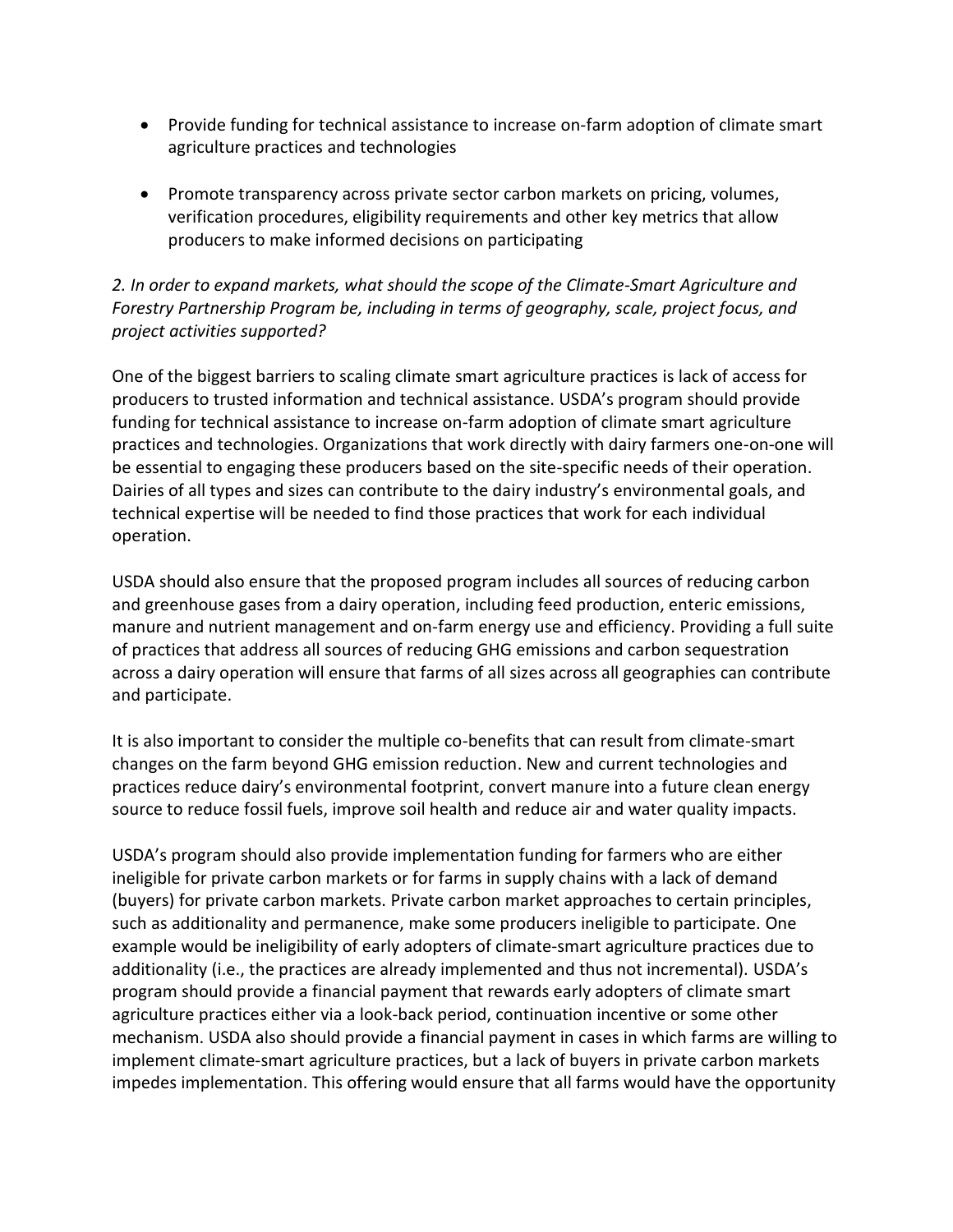- Provide funding for technical assistance to increase on-farm adoption of climate smart agriculture practices and technologies

- Promote transparency across private sector carbon markets on pricing, volumes, verification procedures, eligibility requirements and other key metrics that allow producers to make informed decisions on participating

*2. In order to expand markets, what should the scope of the Climate-Smart Agriculture and Forestry Partnership Program be, including in terms of geography, scale, project focus, and project activities supported?*

One of the biggest barriers to scaling climate smart agriculture practices is lack of access for producers to trusted information and technical assistance. USDA's program should provide funding for technical assistance to increase on-farm adoption of climate smart agriculture practices and technologies. Organizations that work directly with dairy farmers one-on-one will be essential to engaging these producers based on the site-specific needs of their operation. Dairies of all types and sizes can contribute to the dairy industry's environmental goals, and technical expertise will be needed to find those practices that work for each individual operation.

USDA should also ensure that the proposed program includes all sources of reducing carbon and greenhouse gases from a dairy operation, including feed production, enteric emissions, manure and nutrient management and on-farm energy use and efficiency. Providing a full suite of practices that address all sources of reducing GHG emissions and carbon sequestration across a dairy operation will ensure that farms of all sizes across all geographies can contribute and participate.

It is also important to consider the multiple co-benefits that can result from climate-smart changes on the farm beyond GHG emission reduction. New and current technologies and practices reduce dairy's environmental footprint, convert manure into a future clean energy source to reduce fossil fuels, improve soil health and reduce air and water quality impacts.

USDA's program should also provide implementation funding for farmers who are either ineligible for private carbon markets or for farms in supply chains with a lack of demand (buyers) for private carbon markets. Private carbon market approaches to certain principles, such as additionality and permanence, make some producers ineligible to participate. One example would be ineligibility of early adopters of climate-smart agriculture practices due to additionality (i.e., the practices are already implemented and thus not incremental). USDA's program should provide a financial payment that rewards early adopters of climate smart agriculture practices either via a look-back period, continuation incentive or some other mechanism. USDA also should provide a financial payment in cases in which farms are willing to implement climate-smart agriculture practices, but a lack of buyers in private carbon markets impedes implementation. This offering would ensure that all farms would have the opportunity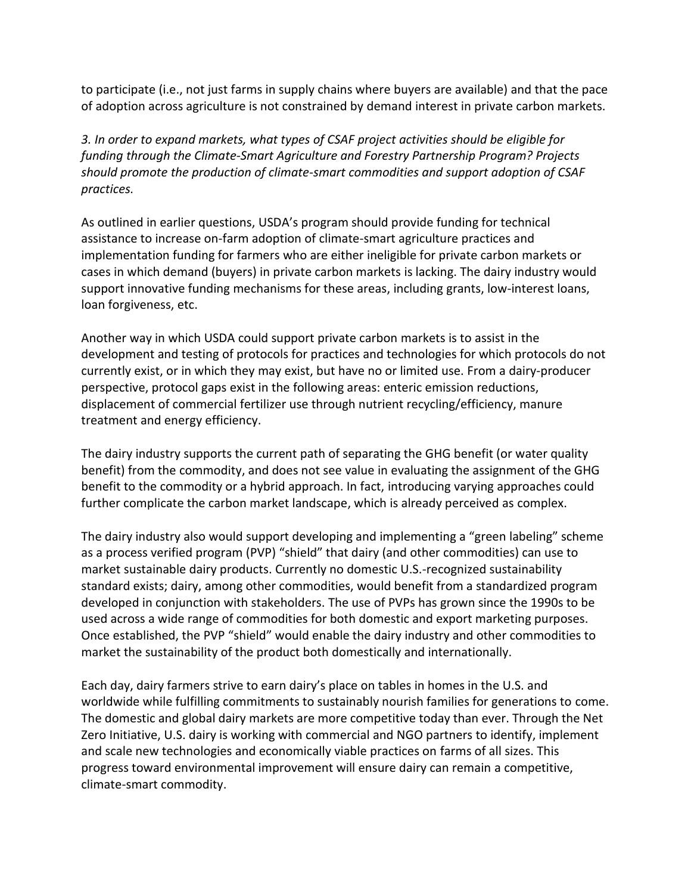to participate (i.e., not just farms in supply chains where buyers are available) and that the pace of adoption across agriculture is not constrained by demand interest in private carbon markets.

*3. In order to expand markets, what types of CSAF project activities should be eligible for funding through the Climate-Smart Agriculture and Forestry Partnership Program? Projects should promote the production of climate-smart commodities and support adoption of CSAF practices.*

As outlined in earlier questions, USDA's program should provide funding for technical assistance to increase on-farm adoption of climate-smart agriculture practices and implementation funding for farmers who are either ineligible for private carbon markets or cases in which demand (buyers) in private carbon markets is lacking. The dairy industry would support innovative funding mechanisms for these areas, including grants, low-interest loans, loan forgiveness, etc.

Another way in which USDA could support private carbon markets is to assist in the development and testing of protocols for practices and technologies for which protocols do not currently exist, or in which they may exist, but have no or limited use. From a dairy-producer perspective, protocol gaps exist in the following areas: enteric emission reductions, displacement of commercial fertilizer use through nutrient recycling/efficiency, manure treatment and energy efficiency.

The dairy industry supports the current path of separating the GHG benefit (or water quality benefit) from the commodity, and does not see value in evaluating the assignment of the GHG benefit to the commodity or a hybrid approach. In fact, introducing varying approaches could further complicate the carbon market landscape, which is already perceived as complex.

The dairy industry also would support developing and implementing a "green labeling" scheme as a process verified program (PVP) "shield" that dairy (and other commodities) can use to market sustainable dairy products. Currently no domestic U.S.-recognized sustainability standard exists; dairy, among other commodities, would benefit from a standardized program developed in conjunction with stakeholders. The use of PVPs has grown since the 1990s to be used across a wide range of commodities for both domestic and export marketing purposes. Once established, the PVP "shield" would enable the dairy industry and other commodities to market the sustainability of the product both domestically and internationally.

Each day, dairy farmers strive to earn dairy's place on tables in homes in the U.S. and worldwide while fulfilling commitments to sustainably nourish families for generations to come. The domestic and global dairy markets are more competitive today than ever. Through the Net Zero Initiative, U.S. dairy is working with commercial and NGO partners to identify, implement and scale new technologies and economically viable practices on farms of all sizes. This progress toward environmental improvement will ensure dairy can remain a competitive, climate-smart commodity.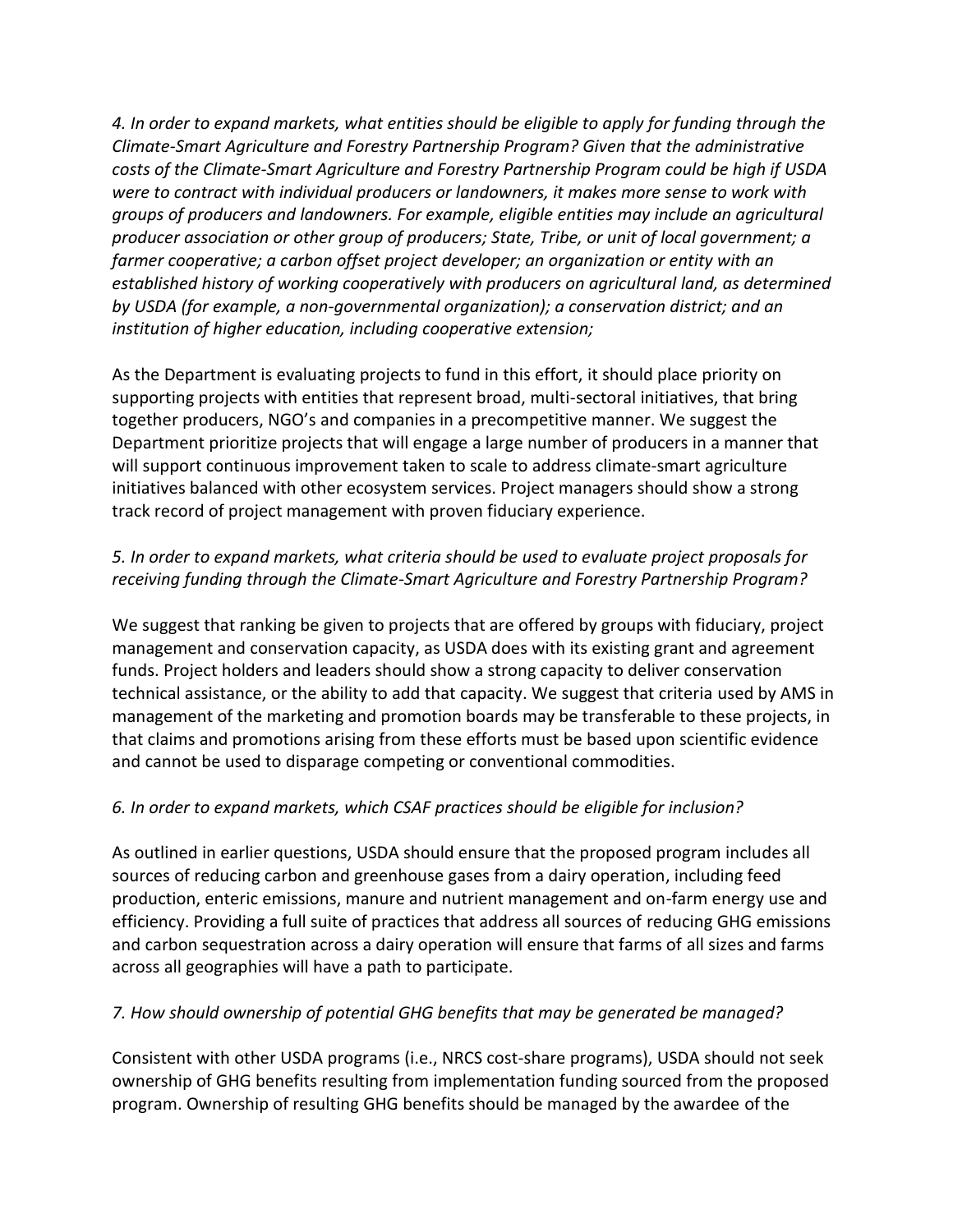*4. In order to expand markets, what entities should be eligible to apply for funding through the Climate-Smart Agriculture and Forestry Partnership Program? Given that the administrative costs of the Climate-Smart Agriculture and Forestry Partnership Program could be high if USDA were to contract with individual producers or landowners, it makes more sense to work with groups of producers and landowners. For example, eligible entities may include an agricultural producer association or other group of producers; State, Tribe, or unit of local government; a farmer cooperative; a carbon offset project developer; an organization or entity with an established history of working cooperatively with producers on agricultural land, as determined by USDA (for example, a non-governmental organization); a conservation district; and an institution of higher education, including cooperative extension;*

As the Department is evaluating projects to fund in this effort, it should place priority on supporting projects with entities that represent broad, multi-sectoral initiatives, that bring together producers, NGO's and companies in a precompetitive manner. We suggest the Department prioritize projects that will engage a large number of producers in a manner that will support continuous improvement taken to scale to address climate-smart agriculture initiatives balanced with other ecosystem services. Project managers should show a strong track record of project management with proven fiduciary experience.

*5. In order to expand markets, what criteria should be used to evaluate project proposals for receiving funding through the Climate-Smart Agriculture and Forestry Partnership Program?*

We suggest that ranking be given to projects that are offered by groups with fiduciary, project management and conservation capacity, as USDA does with its existing grant and agreement funds. Project holders and leaders should show a strong capacity to deliver conservation technical assistance, or the ability to add that capacity. We suggest that criteria used by AMS in management of the marketing and promotion boards may be transferable to these projects, in that claims and promotions arising from these efforts must be based upon scientific evidence and cannot be used to disparage competing or conventional commodities.

*6. In order to expand markets, which CSAF practices should be eligible for inclusion?*

As outlined in earlier questions, USDA should ensure that the proposed program includes all sources of reducing carbon and greenhouse gases from a dairy operation, including feed production, enteric emissions, manure and nutrient management and on-farm energy use and efficiency. Providing a full suite of practices that address all sources of reducing GHG emissions and carbon sequestration across a dairy operation will ensure that farms of all sizes and farms across all geographies will have a path to participate.

*7. How should ownership of potential GHG benefits that may be generated be managed?*

Consistent with other USDA programs (i.e., NRCS cost-share programs), USDA should not seek ownership of GHG benefits resulting from implementation funding sourced from the proposed program. Ownership of resulting GHG benefits should be managed by the awardee of the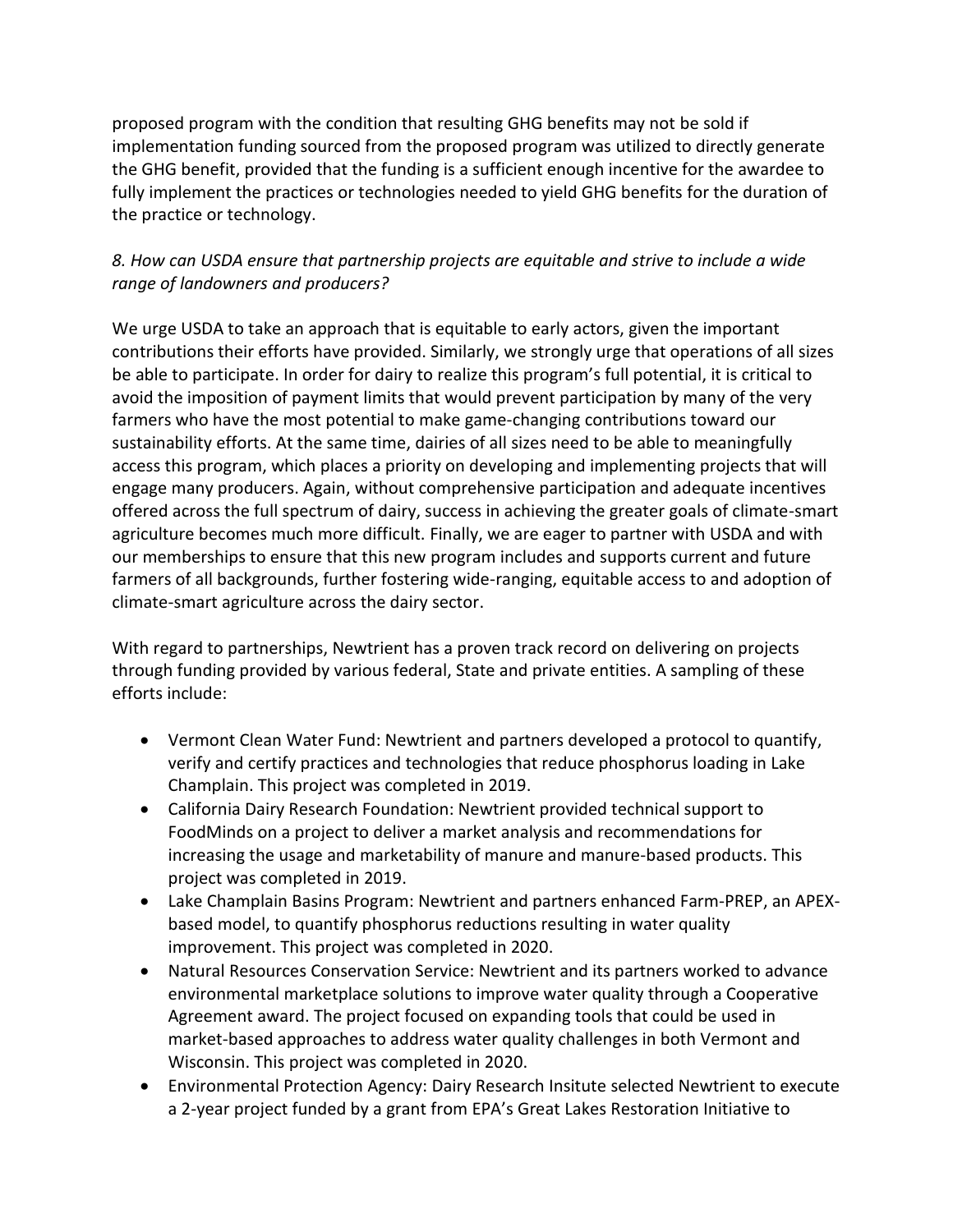proposed program with the condition that resulting GHG benefits may not be sold if implementation funding sourced from the proposed program was utilized to directly generate the GHG benefit, provided that the funding is a sufficient enough incentive for the awardee to fully implement the practices or technologies needed to yield GHG benefits for the duration of the practice or technology.

*8. How can USDA ensure that partnership projects are equitable and strive to include a wide range of landowners and producers?*

We urge USDA to take an approach that is equitable to early actors, given the important contributions their efforts have provided. Similarly, we strongly urge that operations of all sizes be able to participate. In order for dairy to realize this program's full potential, it is critical to avoid the imposition of payment limits that would prevent participation by many of the very farmers who have the most potential to make game-changing contributions toward our sustainability efforts. At the same time, dairies of all sizes need to be able to meaningfully access this program, which places a priority on developing and implementing projects that will engage many producers. Again, without comprehensive participation and adequate incentives offered across the full spectrum of dairy, success in achieving the greater goals of climate-smart agriculture becomes much more difficult. Finally, we are eager to partner with USDA and with our memberships to ensure that this new program includes and supports current and future farmers of all backgrounds, further fostering wide-ranging, equitable access to and adoption of climate-smart agriculture across the dairy sector.

With regard to partnerships, Newtrient has a proven track record on delivering on projects through funding provided by various federal, State and private entities. A sampling of these efforts include:

- Vermont Clean Water Fund: Newtrient and partners developed a protocol to quantify, verify and certify practices and technologies that reduce phosphorus loading in Lake Champlain. This project was completed in 2019.
- California Dairy Research Foundation: Newtrient provided technical support to FoodMinds on a project to deliver a market analysis and recommendations for increasing the usage and marketability of manure and manure-based products. This project was completed in 2019.
- Lake Champlain Basins Program: Newtrient and partners enhanced Farm-PREP, an APEX-based model, to quantify phosphorus reductions resulting in water quality improvement. This project was completed in 2020.
- Natural Resources Conservation Service: Newtrient and its partners worked to advance environmental marketplace solutions to improve water quality through a Cooperative Agreement award. The project focused on expanding tools that could be used in market-based approaches to address water quality challenges in both Vermont and Wisconsin. This project was completed in 2020.
- Environmental Protection Agency: Dairy Research Insitute selected Newtrient to execute a 2-year project funded by a grant from EPA's Great Lakes Restoration Initiative to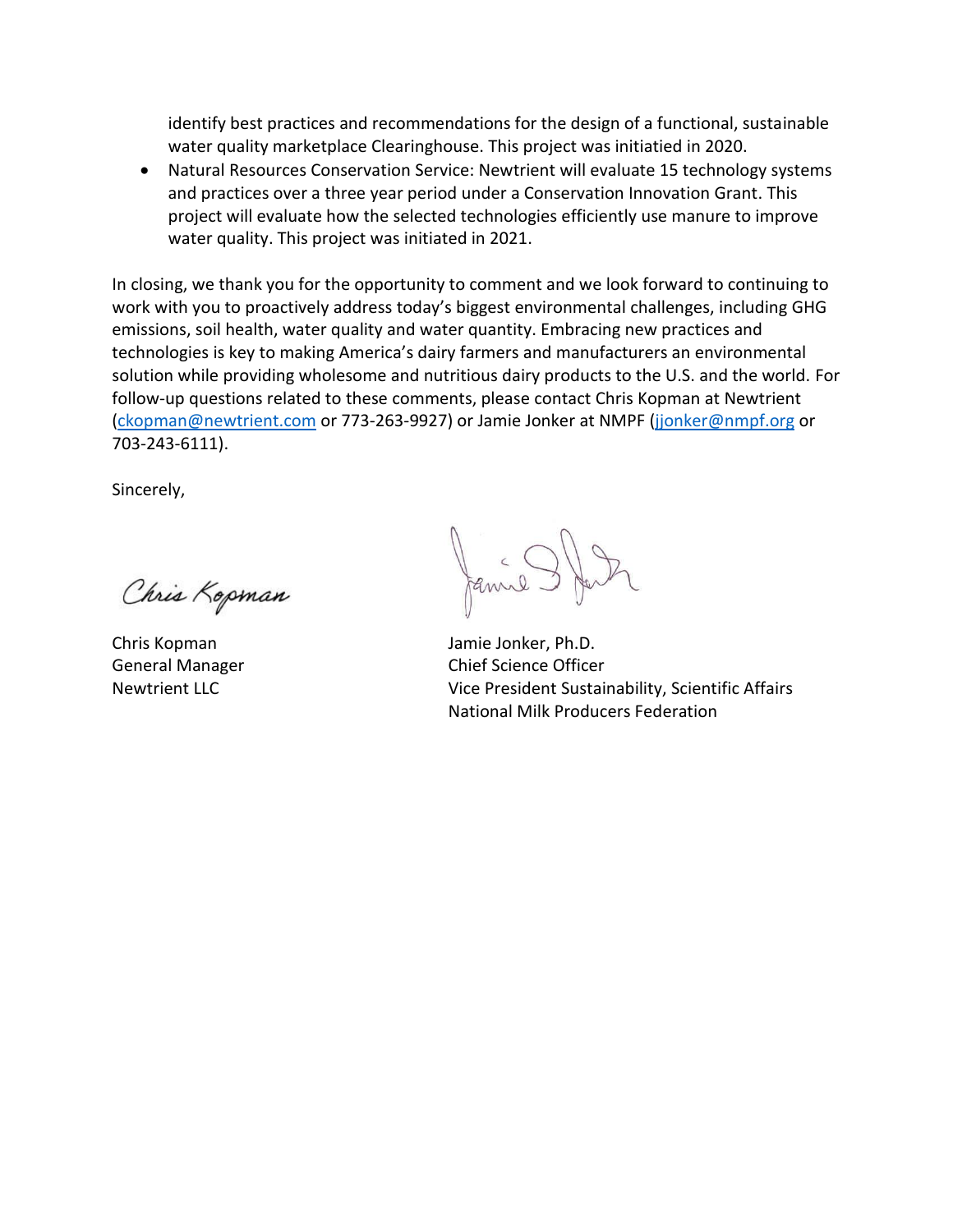identify best practices and recommendations for the design of a functional, sustainable water quality marketplace Clearinghouse. This project was initiatied in 2020.

- Natural Resources Conservation Service: Newtrient will evaluate 15 technology systems and practices over a three year period under a Conservation Innovation Grant. This project will evaluate how the selected technologies efficiently use manure to improve water quality. This project was initiated in 2021.

In closing, we thank you for the opportunity to comment and we look forward to continuing to work with you to proactively address today's biggest environmental challenges, including GHG emissions, soil health, water quality and water quantity. Embracing new practices and technologies is key to making America's dairy farmers and manufacturers an environmental solution while providing wholesome and nutritious dairy products to the U.S. and the world. For follow-up questions related to these comments, please contact Chris Kopman at Newtrient (ckopman@newtrient.com or 773-263-9927) or Jamie Jonker at NMPF (jjonker@nmpf.org or 703-243-6111).

Sincerely,

Chris Kopman
General Manager
Newtrient LLC

Jamie Jonker, Ph.D.
Chief Science Officer
Vice President Sustainability, Scientific Affairs
National Milk Producers Federation